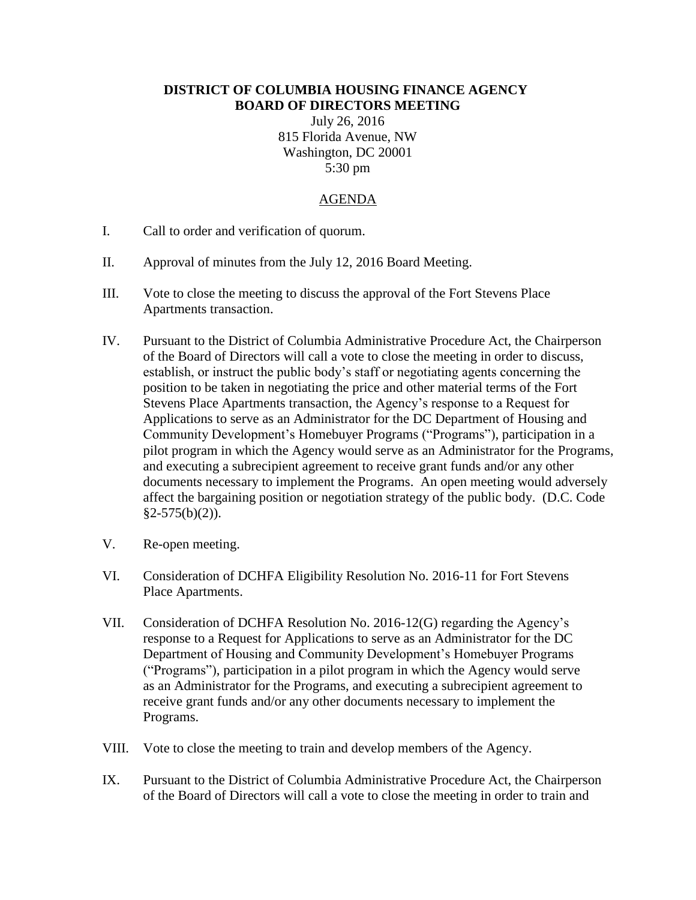**DISTRICT OF COLUMBIA HOUSING FINANCE AGENCY**
**BOARD OF DIRECTORS MEETING**

July 26, 2016
815 Florida Avenue, NW
Washington, DC 20001
5:30 pm

AGENDA

I. Call to order and verification of quorum.

II. Approval of minutes from the July 12, 2016 Board Meeting.

III. Vote to close the meeting to discuss the approval of the Fort Stevens Place Apartments transaction.

IV. Pursuant to the District of Columbia Administrative Procedure Act, the Chairperson of the Board of Directors will call a vote to close the meeting in order to discuss, establish, or instruct the public body's staff or negotiating agents concerning the position to be taken in negotiating the price and other material terms of the Fort Stevens Place Apartments transaction, the Agency's response to a Request for Applications to serve as an Administrator for the DC Department of Housing and Community Development's Homebuyer Programs ("Programs"), participation in a pilot program in which the Agency would serve as an Administrator for the Programs, and executing a subrecipient agreement to receive grant funds and/or any other documents necessary to implement the Programs. An open meeting would adversely affect the bargaining position or negotiation strategy of the public body. (D.C. Code §2-575(b)(2)).

V. Re-open meeting.

VI. Consideration of DCHFA Eligibility Resolution No. 2016-11 for Fort Stevens Place Apartments.

VII. Consideration of DCHFA Resolution No. 2016-12(G) regarding the Agency's response to a Request for Applications to serve as an Administrator for the DC Department of Housing and Community Development's Homebuyer Programs ("Programs"), participation in a pilot program in which the Agency would serve as an Administrator for the Programs, and executing a subrecipient agreement to receive grant funds and/or any other documents necessary to implement the Programs.

VIII. Vote to close the meeting to train and develop members of the Agency.

IX. Pursuant to the District of Columbia Administrative Procedure Act, the Chairperson of the Board of Directors will call a vote to close the meeting in order to train and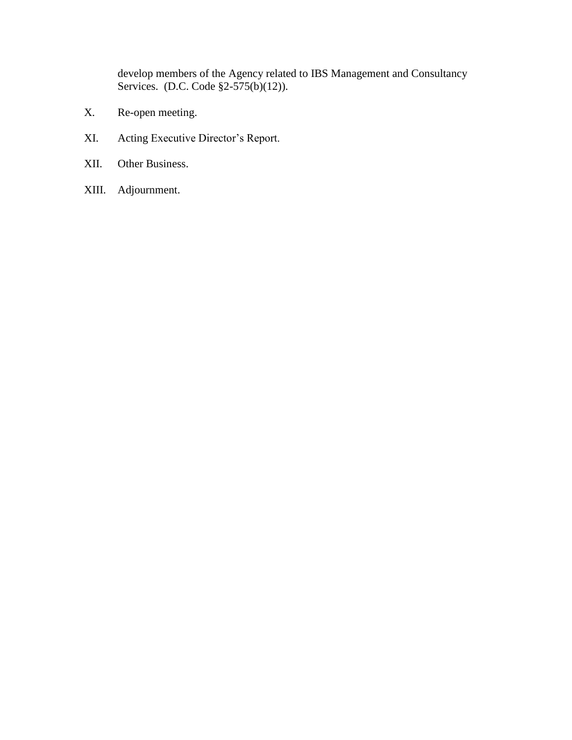develop members of the Agency related to IBS Management and Consultancy Services. (D.C. Code §2-575(b)(12)).

X. Re-open meeting.

XI. Acting Executive Director's Report.

XII. Other Business.

XIII. Adjournment.